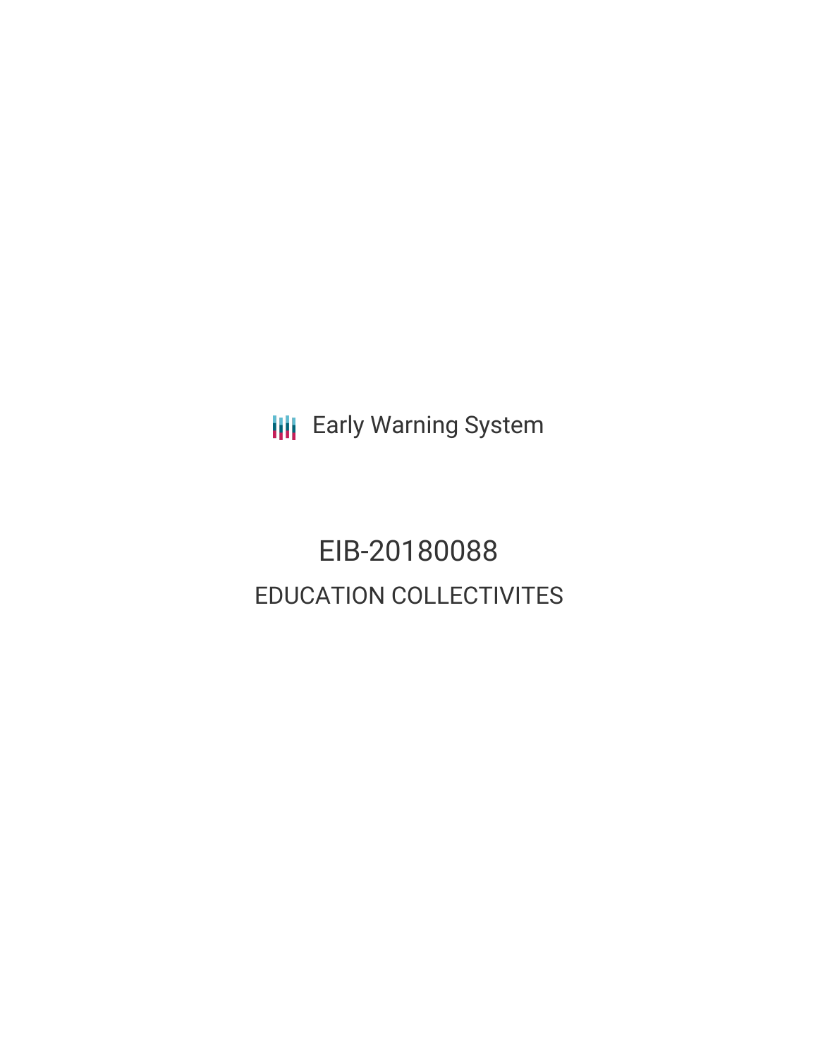Early Warning System

# EIB-20180088

## EDUCATION COLLECTIVITES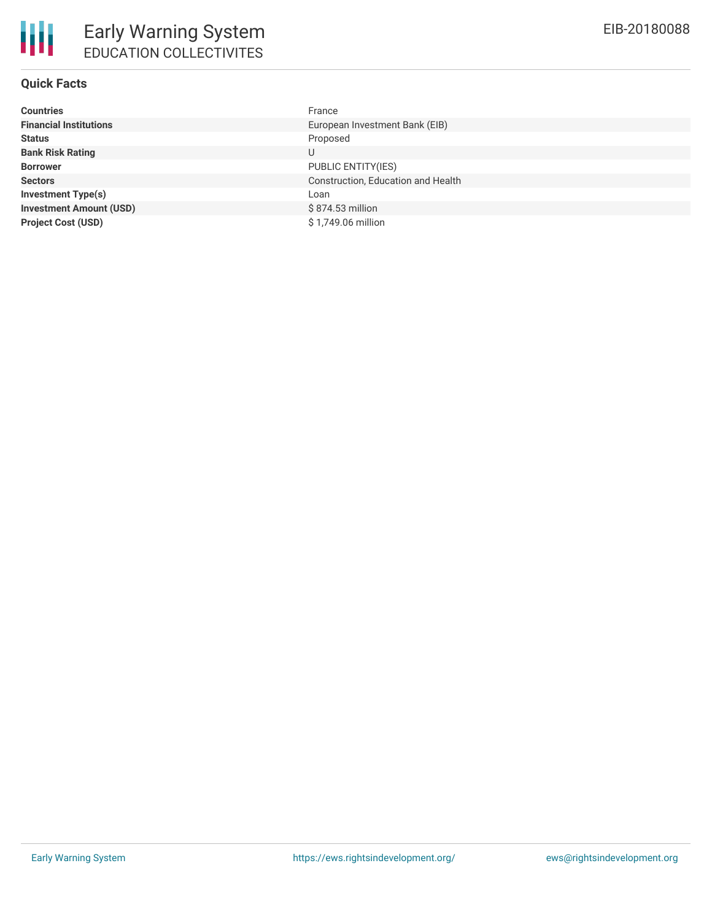# Early Warning System

## EDUCATION COLLECTIVITES

EIB-20180088

### Quick Facts

| | |
|---|---|
| **Countries** | France |
| **Financial Institutions** | European Investment Bank (EIB) |
| **Status** | Proposed |
| **Bank Risk Rating** | U |
| **Borrower** | PUBLIC ENTITY(IES) |
| **Sectors** | Construction, Education and Health |
| **Investment Type(s)** | Loan |
| **Investment Amount (USD)** | $ 874.53 million |
| **Project Cost (USD)** | $ 1,749.06 million |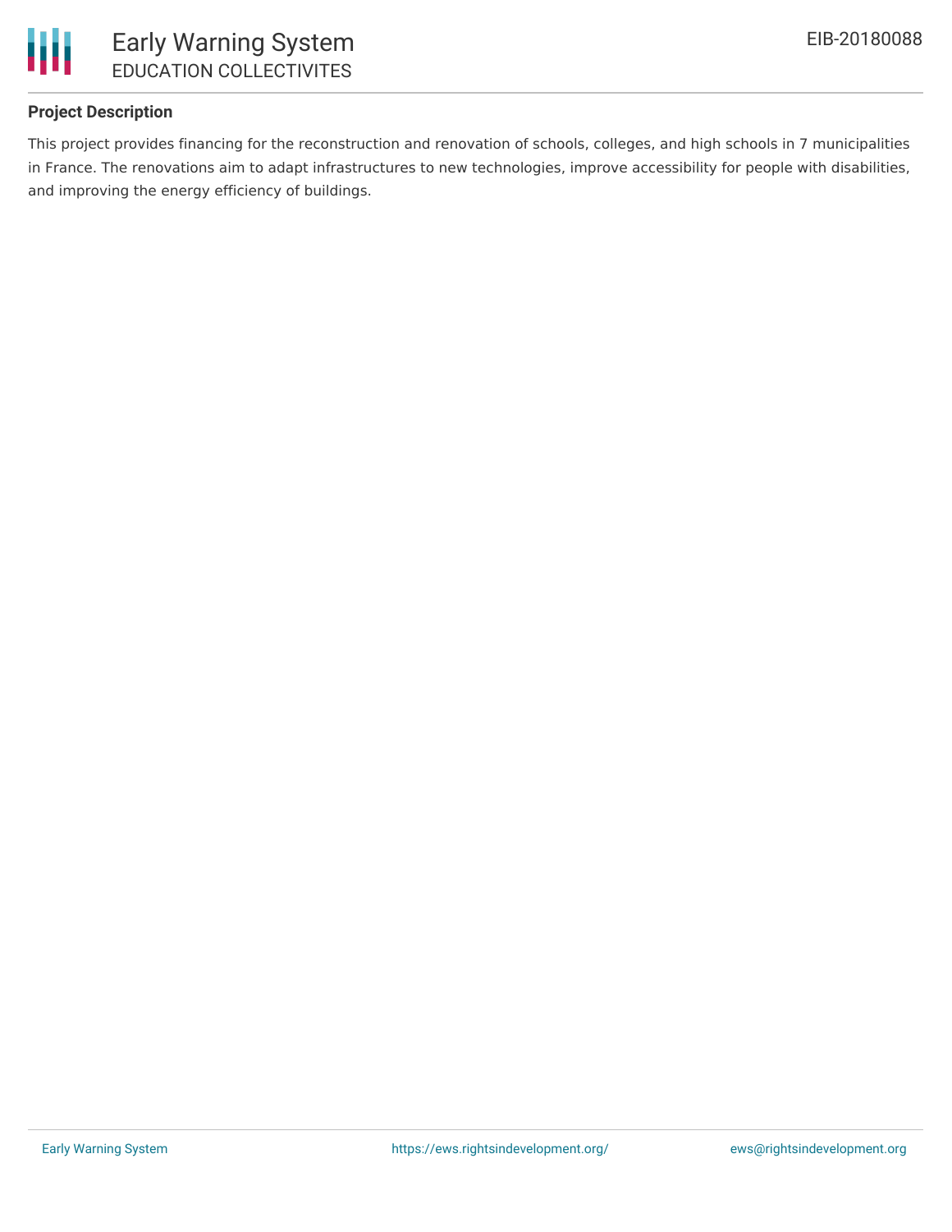### Project Description

This project provides financing for the reconstruction and renovation of schools, colleges, and high schools in 7 municipalities in France. The renovations aim to adapt infrastructures to new technologies, improve accessibility for people with disabilities, and improving the energy efficiency of buildings.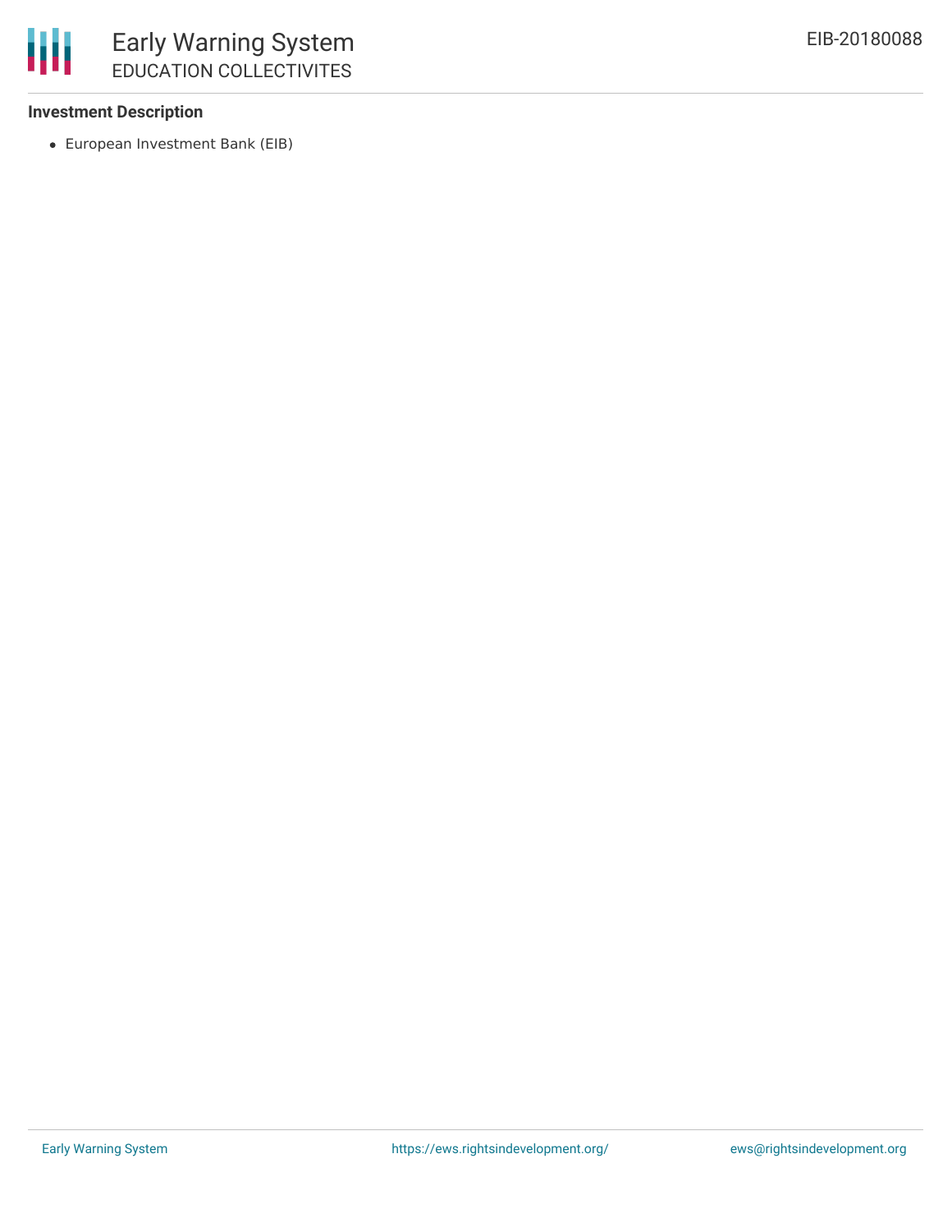**Investment Description**

- European Investment Bank (EIB)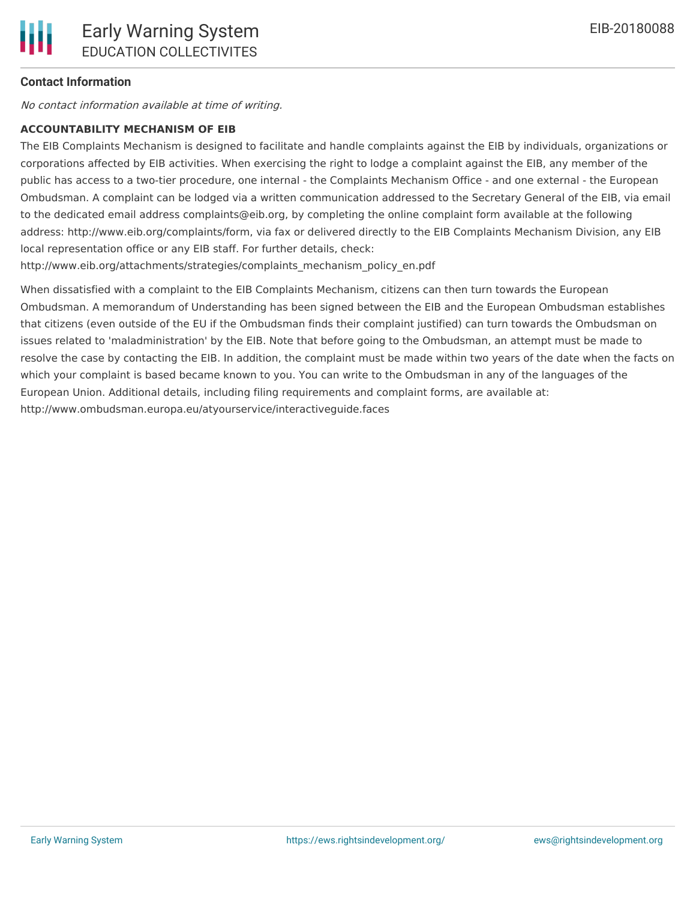**Contact Information**

*No contact information available at time of writing.*

**ACCOUNTABILITY MECHANISM OF EIB**

The EIB Complaints Mechanism is designed to facilitate and handle complaints against the EIB by individuals, organizations or corporations affected by EIB activities. When exercising the right to lodge a complaint against the EIB, any member of the public has access to a two-tier procedure, one internal - the Complaints Mechanism Office - and one external - the European Ombudsman. A complaint can be lodged via a written communication addressed to the Secretary General of the EIB, via email to the dedicated email address complaints@eib.org, by completing the online complaint form available at the following address: http://www.eib.org/complaints/form, via fax or delivered directly to the EIB Complaints Mechanism Division, any EIB local representation office or any EIB staff. For further details, check: http://www.eib.org/attachments/strategies/complaints_mechanism_policy_en.pdf

When dissatisfied with a complaint to the EIB Complaints Mechanism, citizens can then turn towards the European Ombudsman. A memorandum of Understanding has been signed between the EIB and the European Ombudsman establishes that citizens (even outside of the EU if the Ombudsman finds their complaint justified) can turn towards the Ombudsman on issues related to 'maladministration' by the EIB. Note that before going to the Ombudsman, an attempt must be made to resolve the case by contacting the EIB. In addition, the complaint must be made within two years of the date when the facts on which your complaint is based became known to you. You can write to the Ombudsman in any of the languages of the European Union. Additional details, including filing requirements and complaint forms, are available at: http://www.ombudsman.europa.eu/atyourservice/interactiveguide.faces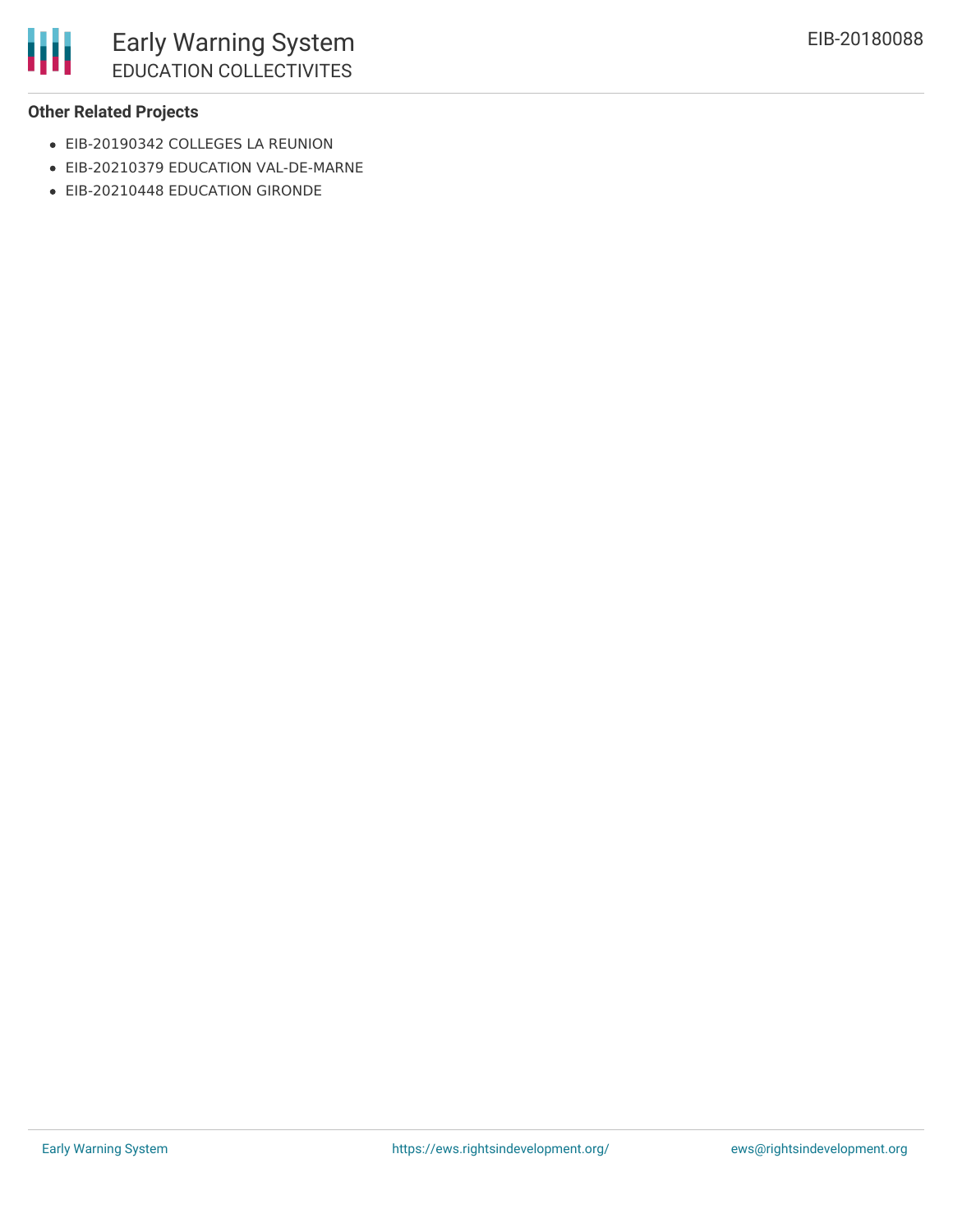**Other Related Projects**

- EIB-20190342 COLLEGES LA REUNION
- EIB-20210379 EDUCATION VAL-DE-MARNE
- EIB-20210448 EDUCATION GIRONDE